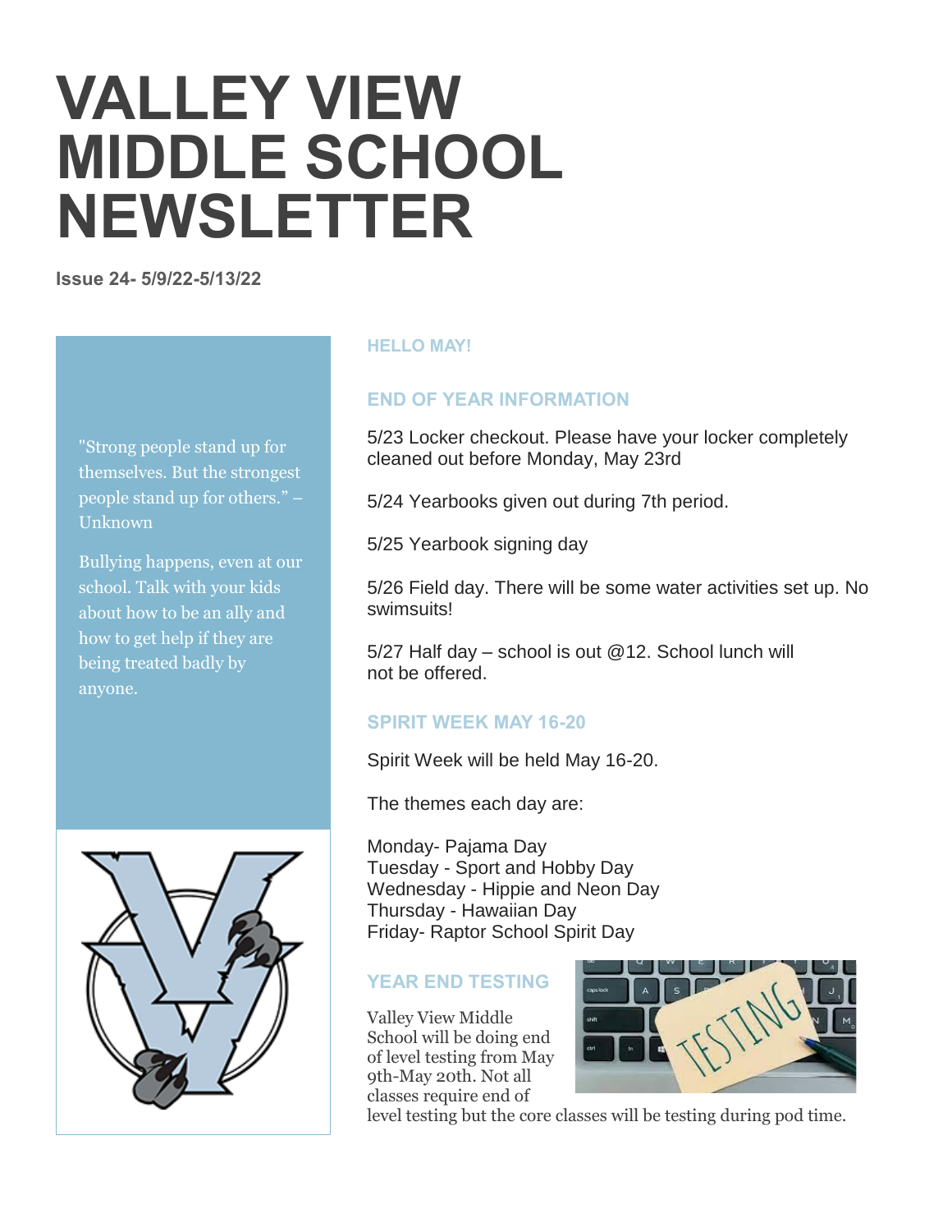# VALLEY VIEW MIDDLE SCHOOL NEWSLETTER

**Issue 24- 5/9/22-5/13/22**

"Strong people stand up for themselves. But the strongest people stand up for others." – Unknown

Bullying happens, even at our school. Talk with your kids about how to be an ally and how to get help if they are being treated badly by anyone.

## HELLO MAY!

## END OF YEAR INFORMATION

5/23 Locker checkout. Please have your locker completely cleaned out before Monday, May 23rd

5/24 Yearbooks given out during 7th period.

5/25 Yearbook signing day

5/26 Field day. There will be some water activities set up. No swimsuits!

5/27 Half day – school is out @12. School lunch will not be offered.

## SPIRIT WEEK MAY 16-20

Spirit Week will be held May 16-20.

The themes each day are:

Monday- Pajama Day
Tuesday - Sport and Hobby Day
Wednesday - Hippie and Neon Day
Thursday - Hawaiian Day
Friday- Raptor School Spirit Day

## YEAR END TESTING

Valley View Middle School will be doing end of level testing from May 9th-May 20th. Not all classes require end of level testing but the core classes will be testing during pod time.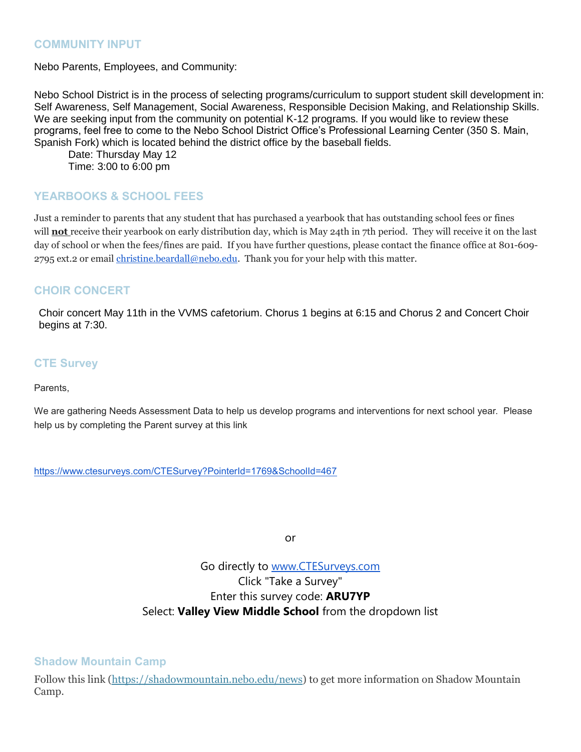## COMMUNITY INPUT

Nebo Parents, Employees, and Community:

Nebo School District is in the process of selecting programs/curriculum to support student skill development in: Self Awareness, Self Management, Social Awareness, Responsible Decision Making, and Relationship Skills. We are seeking input from the community on potential K-12 programs. If you would like to review these programs, feel free to come to the Nebo School District Office's Professional Learning Center (350 S. Main, Spanish Fork) which is located behind the district office by the baseball fields.

Date: Thursday May 12
Time: 3:00 to 6:00 pm

## YEARBOOKS & SCHOOL FEES

Just a reminder to parents that any student that has purchased a yearbook that has outstanding school fees or fines will **not** receive their yearbook on early distribution day, which is May 24th in 7th period. They will receive it on the last day of school or when the fees/fines are paid. If you have further questions, please contact the finance office at 801-609-2795 ext.2 or email christine.beardall@nebo.edu. Thank you for your help with this matter.

## CHOIR CONCERT

Choir concert May 11th in the VVMS cafetorium. Chorus 1 begins at 6:15 and Chorus 2 and Concert Choir begins at 7:30.

## CTE Survey

Parents,

We are gathering Needs Assessment Data to help us develop programs and interventions for next school year. Please help us by completing the Parent survey at this link

https://www.ctesurveys.com/CTESurvey?PointerId=1769&SchoolId=467

or

Go directly to www.CTESurveys.com
Click "Take a Survey"
Enter this survey code: **ARU7YP**
Select: **Valley View Middle School** from the dropdown list

## Shadow Mountain Camp

Follow this link (https://shadowmountain.nebo.edu/news) to get more information on Shadow Mountain Camp.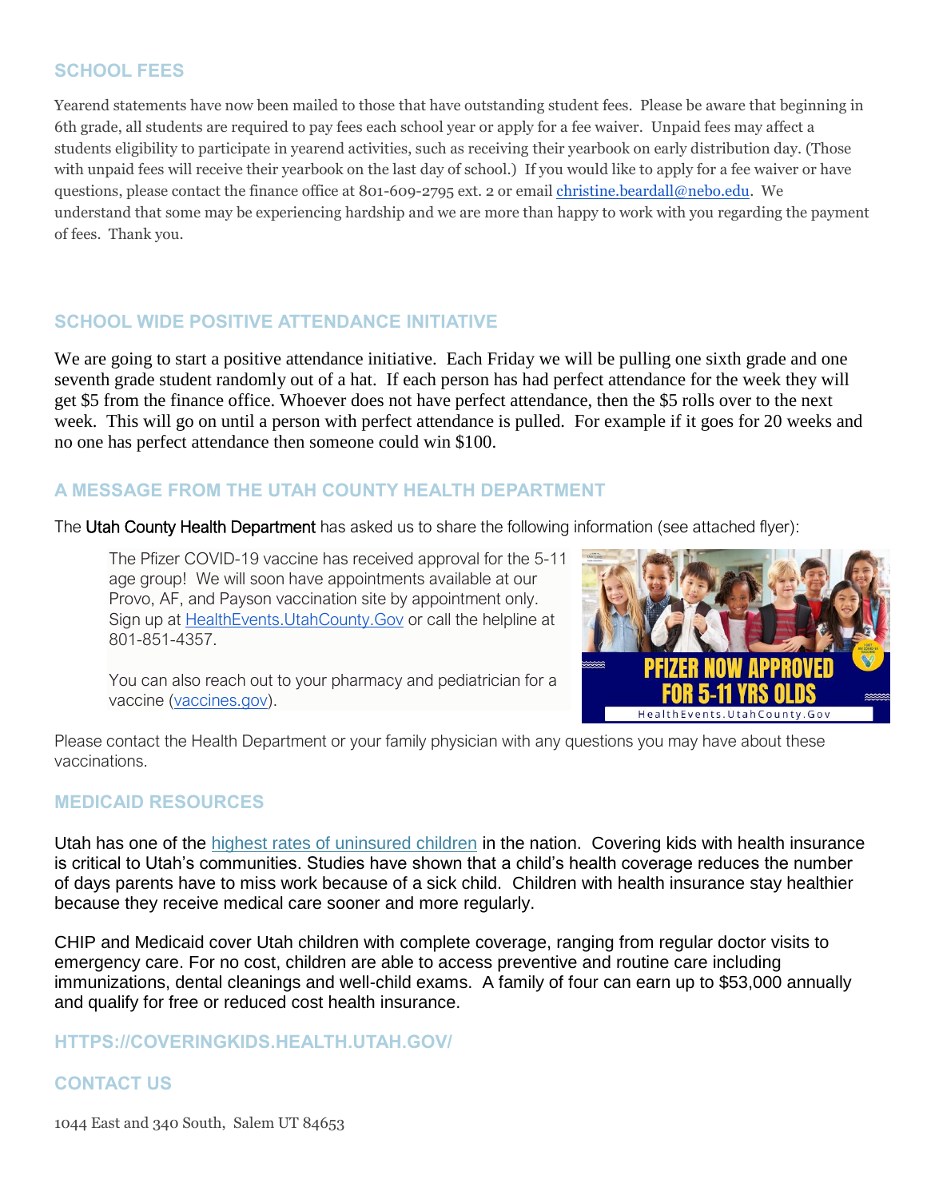## SCHOOL FEES

Yearend statements have now been mailed to those that have outstanding student fees. Please be aware that beginning in 6th grade, all students are required to pay fees each school year or apply for a fee waiver. Unpaid fees may affect a students eligibility to participate in yearend activities, such as receiving their yearbook on early distribution day. (Those with unpaid fees will receive their yearbook on the last day of school.) If you would like to apply for a fee waiver or have questions, please contact the finance office at 801-609-2795 ext. 2 or email christine.beardall@nebo.edu. We understand that some may be experiencing hardship and we are more than happy to work with you regarding the payment of fees. Thank you.

## SCHOOL WIDE POSITIVE ATTENDANCE INITIATIVE

We are going to start a positive attendance initiative. Each Friday we will be pulling one sixth grade and one seventh grade student randomly out of a hat. If each person has had perfect attendance for the week they will get $5 from the finance office. Whoever does not have perfect attendance, then the $5 rolls over to the next week. This will go on until a person with perfect attendance is pulled. For example if it goes for 20 weeks and no one has perfect attendance then someone could win $100.

## A MESSAGE FROM THE UTAH COUNTY HEALTH DEPARTMENT

The Utah County Health Department has asked us to share the following information (see attached flyer):

> The Pfizer COVID-19 vaccine has received approval for the 5-11 age group! We will soon have appointments available at our Provo, AF, and Payson vaccination site by appointment only. Sign up at HealthEvents.UtahCounty.Gov or call the helpline at 801-851-4357.
>
> You can also reach out to your pharmacy and pediatrician for a vaccine (vaccines.gov).

PFIZER NOW APPROVED FOR 5-11 YRS OLDS

HealthEvents.UtahCounty.Gov

Please contact the Health Department or your family physician with any questions you may have about these vaccinations.

## MEDICAID RESOURCES

Utah has one of the highest rates of uninsured children in the nation. Covering kids with health insurance is critical to Utah's communities. Studies have shown that a child's health coverage reduces the number of days parents have to miss work because of a sick child. Children with health insurance stay healthier because they receive medical care sooner and more regularly.

CHIP and Medicaid cover Utah children with complete coverage, ranging from regular doctor visits to emergency care. For no cost, children are able to access preventive and routine care including immunizations, dental cleanings and well-child exams. A family of four can earn up to $53,000 annually and qualify for free or reduced cost health insurance.

## HTTPS://COVERINGKIDS.HEALTH.UTAH.GOV/

## CONTACT US

1044 East and 340 South, Salem UT 84653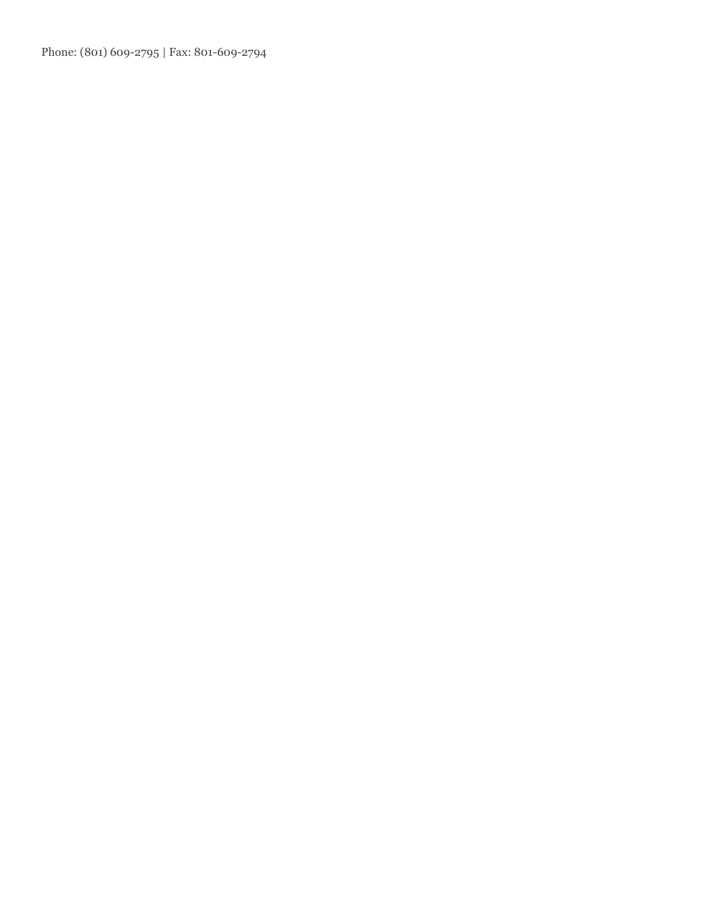Phone: (801) 609-2795 | Fax: 801-609-2794